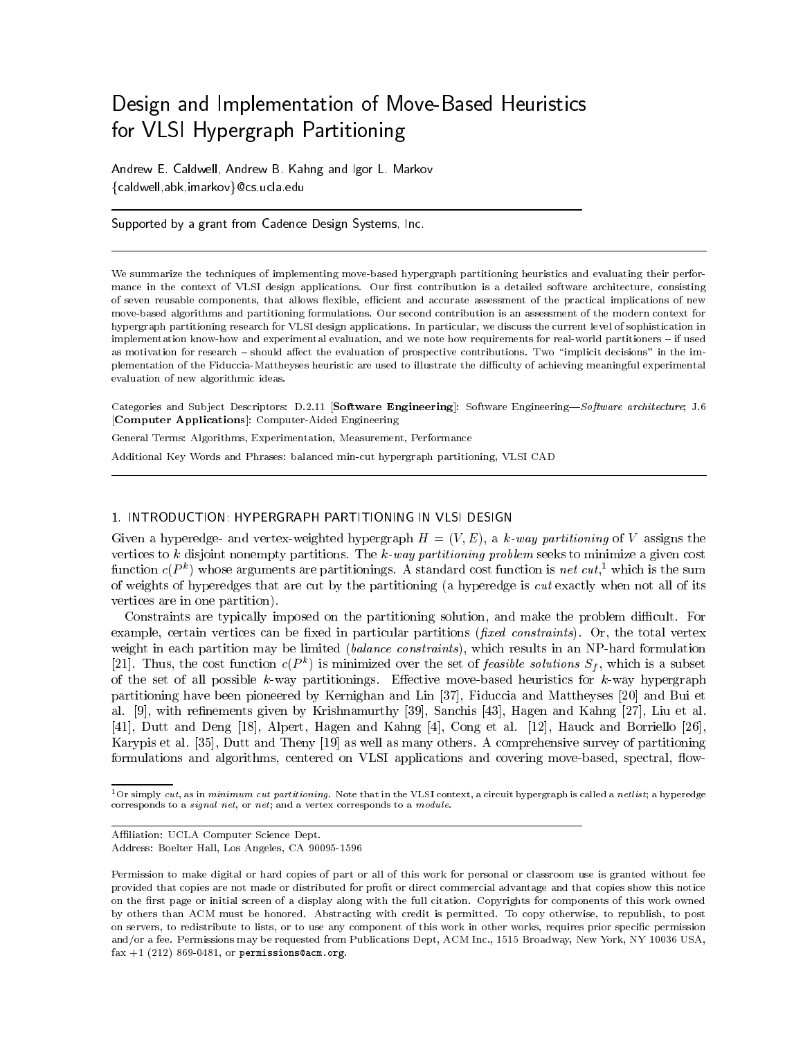# Design and Implementation of Move-Based Heuristics for VLSI Hypergraph Partitioning

Andrew E. Caldwell, Andrew B. Kahng and Igor L. Markov
{caldwell,abk,imarkov}@cs.ucla.edu

---

Supported by a grant from Cadence Design Systems, Inc.

---

We summarize the techniques of implementing move-based hypergraph partitioning heuristics and evaluating their performance in the context of VLSI design applications. Our first contribution is a detailed software architecture, consisting of seven reusable components, that allows flexible, efficient and accurate assessment of the practical implications of new move-based algorithms and partitioning formulations. Our second contribution is an assessment of the modern context for hypergraph partitioning research for VLSI design applications. In particular, we discuss the current level of sophistication in implementation know-how and experimental evaluation, and we note how requirements for real-world partitioners – if used as motivation for research – should affect the evaluation of prospective contributions. Two "implicit decisions" in the implementation of the Fiduccia-Mattheyses heuristic are used to illustrate the difficulty of achieving meaningful experimental evaluation of new algorithmic ideas.

Categories and Subject Descriptors: D.2.11 [**Software Engineering**]: Software Engineering—*Software architecture*; J.6 [**Computer Applications**]: Computer-Aided Engineering

General Terms: Algorithms, Experimentation, Measurement, Performance

Additional Key Words and Phrases: balanced min-cut hypergraph partitioning, VLSI CAD

---

## 1. INTRODUCTION: HYPERGRAPH PARTITIONING IN VLSI DESIGN

Given a hyperedge- and vertex-weighted hypergraph $H = (V, E)$, a *k-way partitioning* of $V$ assigns the vertices to $k$ disjoint nonempty partitions. The *k-way partitioning problem* seeks to minimize a given cost function $c(P^k)$ whose arguments are partitionings. A standard cost function is *net cut*,[1] which is the sum of weights of hyperedges that are cut by the partitioning (a hyperedge is *cut* exactly when not all of its vertices are in one partition).

Constraints are typically imposed on the partitioning solution, and make the problem difficult. For example, certain vertices can be fixed in particular partitions (*fixed constraints*). Or, the total vertex weight in each partition may be limited (*balance constraints*), which results in an NP-hard formulation [21]. Thus, the cost function $c(P^k)$ is minimized over the set of *feasible solutions* $S_f$, which is a subset of the set of all possible $k$-way partitionings. Effective move-based heuristics for $k$-way hypergraph partitioning have been pioneered by Kernighan and Lin [37], Fiduccia and Mattheyses [20] and Bui et al. [9], with refinements given by Krishnamurthy [39], Sanchis [43], Hagen and Kahng [27], Liu et al. [41], Dutt and Deng [18], Alpert, Hagen and Kahng [4], Cong et al. [12], Hauck and Borriello [26], Karypis et al. [35], Dutt and Theny [19] as well as many others. A comprehensive survey of partitioning formulations and algorithms, centered on VLSI applications and covering move-based, spectral, flow-

[1] Or simply *cut*, as in *minimum cut partitioning*. Note that in the VLSI context, a circuit hypergraph is called a *netlist*; a hyperedge corresponds to a *signal net*, or *net*; and a vertex corresponds to a *module*.

---

Affiliation: UCLA Computer Science Dept.
Address: Boelter Hall, Los Angeles, CA 90095-1596

Permission to make digital or hard copies of part or all of this work for personal or classroom use is granted without fee provided that copies are not made or distributed for profit or direct commercial advantage and that copies show this notice on the first page or initial screen of a display along with the full citation. Copyrights for components of this work owned by others than ACM must be honored. Abstracting with credit is permitted. To copy otherwise, to republish, to post on servers, to redistribute to lists, or to use any component of this work in other works, requires prior specific permission and/or a fee. Permissions may be requested from Publications Dept, ACM Inc., 1515 Broadway, New York, NY 10036 USA, fax +1 (212) 869-0481, or permissions@acm.org.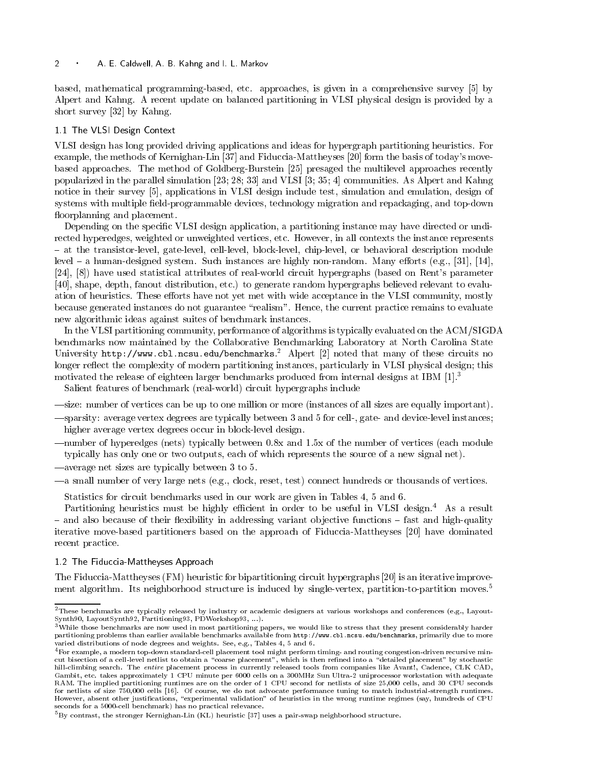based, mathematical programming-based, etc. approaches, is given in a comprehensive survey [5] by Alpert and Kahng. A recent update on balanced partitioning in VLSI physical design is provided by a short survey [32] by Kahng.

### 1.1 The VLSI Design Context

VLSI design has long provided driving applications and ideas for hypergraph partitioning heuristics. For example, the methods of Kernighan-Lin [37] and Fiduccia-Mattheyses [20] form the basis of today's move-based approaches. The method of Goldberg-Burstein [25] presaged the multilevel approaches recently popularized in the parallel simulation [23; 28; 33] and VLSI [3; 35; 4] communities. As Alpert and Kahng notice in their survey [5], applications in VLSI design include test, simulation and emulation, design of systems with multiple field-programmable devices, technology migration and repackaging, and top-down floorplanning and placement.

Depending on the specific VLSI design application, a partitioning instance may have directed or undirected hyperedges, weighted or unweighted vertices, etc. However, in all contexts the instance represents – at the transistor-level, gate-level, cell-level, block-level, chip-level, or behavioral description module level – a human-designed system. Such instances are highly non-random. Many efforts (e.g., [31], [14], [24], [8]) have used statistical attributes of real-world circuit hypergraphs (based on Rent's parameter [40], shape, depth, fanout distribution, etc.) to generate random hypergraphs believed relevant to evaluation of heuristics. These efforts have not yet met with wide acceptance in the VLSI community, mostly because generated instances do not guarantee "realism". Hence, the current practice remains to evaluate new algorithmic ideas against suites of benchmark instances.

In the VLSI partitioning community, performance of algorithms is typically evaluated on the ACM/SIGDA benchmarks now maintained by the Collaborative Benchmarking Laboratory at North Carolina State University `http://www.cbl.ncsu.edu/benchmarks`.[2] Alpert [2] noted that many of these circuits no longer reflect the complexity of modern partitioning instances, particularly in VLSI physical design; this motivated the release of eighteen larger benchmarks produced from internal designs at IBM [1].[3]

Salient features of benchmark (real-world) circuit hypergraphs include

—size: number of vertices can be up to one million or more (instances of all sizes are equally important).

—sparsity: average vertex degrees are typically between 3 and 5 for cell-, gate- and device-level instances; higher average vertex degrees occur in block-level design.

—number of hyperedges (nets) typically between 0.8x and 1.5x of the number of vertices (each module typically has only one or two outputs, each of which represents the source of a new signal net).

—average net sizes are typically between 3 to 5.

—a small number of very large nets (e.g., clock, reset, test) connect hundreds or thousands of vertices.

Statistics for circuit benchmarks used in our work are given in Tables 4, 5 and 6.

Partitioning heuristics must be highly efficient in order to be useful in VLSI design.[4] As a result – and also because of their flexibility in addressing variant objective functions – fast and high-quality iterative move-based partitioners based on the approach of Fiduccia-Mattheyses [20] have dominated recent practice.

### 1.2 The Fiduccia-Mattheyses Approach

The Fiduccia-Mattheyses (FM) heuristic for bipartitioning circuit hypergraphs [20] is an iterative improvement algorithm. Its neighborhood structure is induced by single-vertex, partition-to-partition moves.[5]

---

[2] These benchmarks are typically released by industry or academic designers at various workshops and conferences (e.g., LayoutSynth90, LayoutSynth92, Partitioning93, PDWorkshop93, ...).

[3] While those benchmarks are now used in most partitioning papers, we would like to stress that they present considerably harder partitioning problems than earlier available benchmarks available from `http://www.cbl.ncsu.edu/benchmarks`, primarily due to more varied distributions of node degrees and weights. See, e.g., Tables 4, 5 and 6.

[4] For example, a modern top-down standard-cell placement tool might perform timing- and routing congestion-driven recursive min-cut bisection of a cell-level netlist to obtain a "coarse placement", which is then refined into a "detailed placement" by stochastic hill-climbing search. The *entire* placement process in currently released tools from companies like Avant!, Cadence, CLK CAD, Gambit, etc. takes approximately 1 CPU minute per 6000 cells on a 300MHz Sun Ultra-2 uniprocessor workstation with adequate RAM. The implied partitioning runtimes are on the order of 1 CPU second for netlists of size 25,000 cells, and 30 CPU seconds for netlists of size 750,000 cells [16]. Of course, we do not advocate performance tuning to match industrial-strength runtimes. However, absent other justifications, "experimental validation" of heuristics in the wrong runtime regimes (say, hundreds of CPU seconds for a 5000-cell benchmark) has no practical relevance.

[5] By contrast, the stronger Kernighan-Lin (KL) heuristic [37] uses a pair-swap neighborhood structure.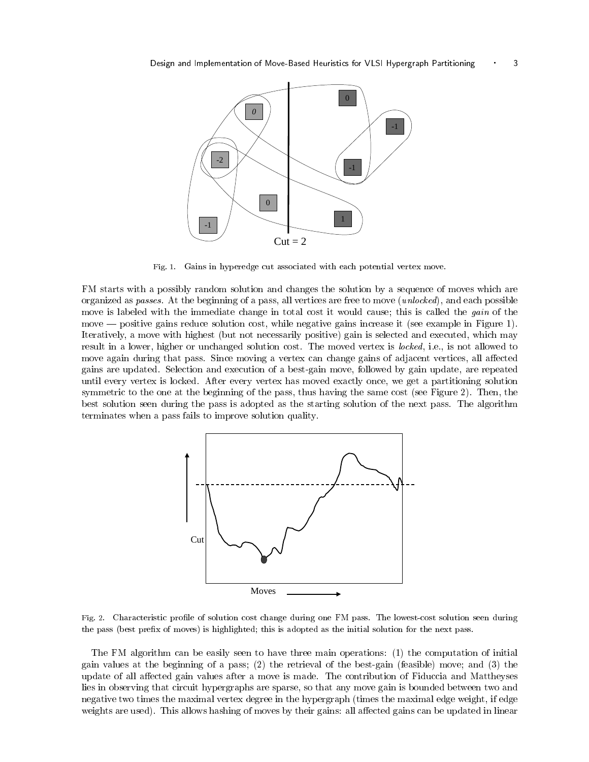Fig. 1. Gains in hyperedge cut associated with each potential vertex move.

FM starts with a possibly random solution and changes the solution by a sequence of moves which are organized as *passes*. At the beginning of a pass, all vertices are free to move (*unlocked*), and each possible move is labeled with the immediate change in total cost it would cause; this is called the *gain* of the move — positive gains reduce solution cost, while negative gains increase it (see example in Figure 1). Iteratively, a move with highest (but not necessarily positive) gain is selected and executed, which may result in a lower, higher or unchanged solution cost. The moved vertex is *locked*, i.e., is not allowed to move again during that pass. Since moving a vertex can change gains of adjacent vertices, all affected gains are updated. Selection and execution of a best-gain move, followed by gain update, are repeated until every vertex is locked. After every vertex has moved exactly once, we get a partitioning solution symmetric to the one at the beginning of the pass, thus having the same cost (see Figure 2). Then, the best solution seen during the pass is adopted as the starting solution of the next pass. The algorithm terminates when a pass fails to improve solution quality.

Fig. 2. Characteristic profile of solution cost change during one FM pass. The lowest-cost solution seen during the pass (best prefix of moves) is highlighted; this is adopted as the initial solution for the next pass.

The FM algorithm can be easily seen to have three main operations: (1) the computation of initial gain values at the beginning of a pass; (2) the retrieval of the best-gain (feasible) move; and (3) the update of all affected gain values after a move is made. The contribution of Fiduccia and Mattheyses lies in observing that circuit hypergraphs are sparse, so that any move gain is bounded between two and negative two times the maximal vertex degree in the hypergraph (times the maximal edge weight, if edge weights are used). This allows hashing of moves by their gains: all affected gains can be updated in linear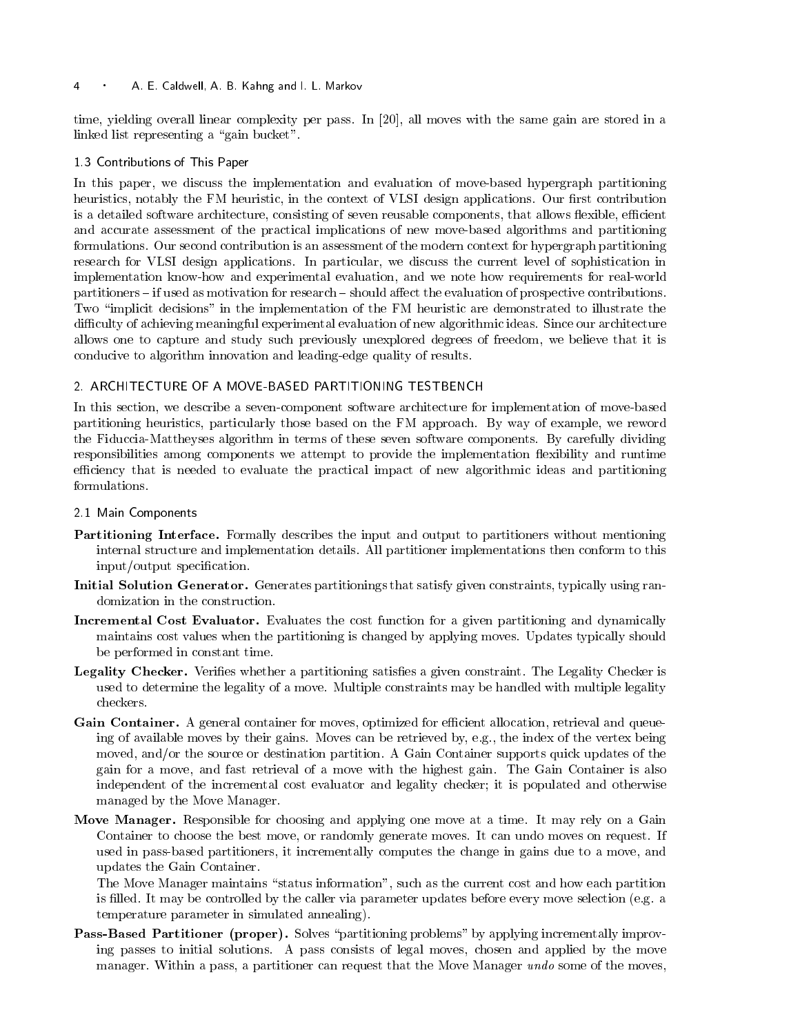time, yielding overall linear complexity per pass. In [20], all moves with the same gain are stored in a linked list representing a "gain bucket".

### 1.3 Contributions of This Paper

In this paper, we discuss the implementation and evaluation of move-based hypergraph partitioning heuristics, notably the FM heuristic, in the context of VLSI design applications. Our first contribution is a detailed software architecture, consisting of seven reusable components, that allows flexible, efficient and accurate assessment of the practical implications of new move-based algorithms and partitioning formulations. Our second contribution is an assessment of the modern context for hypergraph partitioning research for VLSI design applications. In particular, we discuss the current level of sophistication in implementation know-how and experimental evaluation, and we note how requirements for real-world partitioners – if used as motivation for research – should affect the evaluation of prospective contributions. Two "implicit decisions" in the implementation of the FM heuristic are demonstrated to illustrate the difficulty of achieving meaningful experimental evaluation of new algorithmic ideas. Since our architecture allows one to capture and study such previously unexplored degrees of freedom, we believe that it is conducive to algorithm innovation and leading-edge quality of results.

## 2. ARCHITECTURE OF A MOVE-BASED PARTITIONING TESTBENCH

In this section, we describe a seven-component software architecture for implementation of move-based partitioning heuristics, particularly those based on the FM approach. By way of example, we reword the Fiduccia-Mattheyses algorithm in terms of these seven software components. By carefully dividing responsibilities among components we attempt to provide the implementation flexibility and runtime efficiency that is needed to evaluate the practical impact of new algorithmic ideas and partitioning formulations.

### 2.1 Main Components

**Partitioning Interface.** Formally describes the input and output to partitioners without mentioning internal structure and implementation details. All partitioner implementations then conform to this input/output specification.

**Initial Solution Generator.** Generates partitionings that satisfy given constraints, typically using randomization in the construction.

**Incremental Cost Evaluator.** Evaluates the cost function for a given partitioning and dynamically maintains cost values when the partitioning is changed by applying moves. Updates typically should be performed in constant time.

**Legality Checker.** Verifies whether a partitioning satisfies a given constraint. The Legality Checker is used to determine the legality of a move. Multiple constraints may be handled with multiple legality checkers.

**Gain Container.** A general container for moves, optimized for efficient allocation, retrieval and queueing of available moves by their gains. Moves can be retrieved by, e.g., the index of the vertex being moved, and/or the source or destination partition. A Gain Container supports quick updates of the gain for a move, and fast retrieval of a move with the highest gain. The Gain Container is also independent of the incremental cost evaluator and legality checker; it is populated and otherwise managed by the Move Manager.

**Move Manager.** Responsible for choosing and applying one move at a time. It may rely on a Gain Container to choose the best move, or randomly generate moves. It can undo moves on request. If used in pass-based partitioners, it incrementally computes the change in gains due to a move, and updates the Gain Container.

The Move Manager maintains "status information", such as the current cost and how each partition is filled. It may be controlled by the caller via parameter updates before every move selection (e.g. a temperature parameter in simulated annealing).

**Pass-Based Partitioner (proper).** Solves "partitioning problems" by applying incrementally improving passes to initial solutions. A pass consists of legal moves, chosen and applied by the move manager. Within a pass, a partitioner can request that the Move Manager *undo* some of the moves,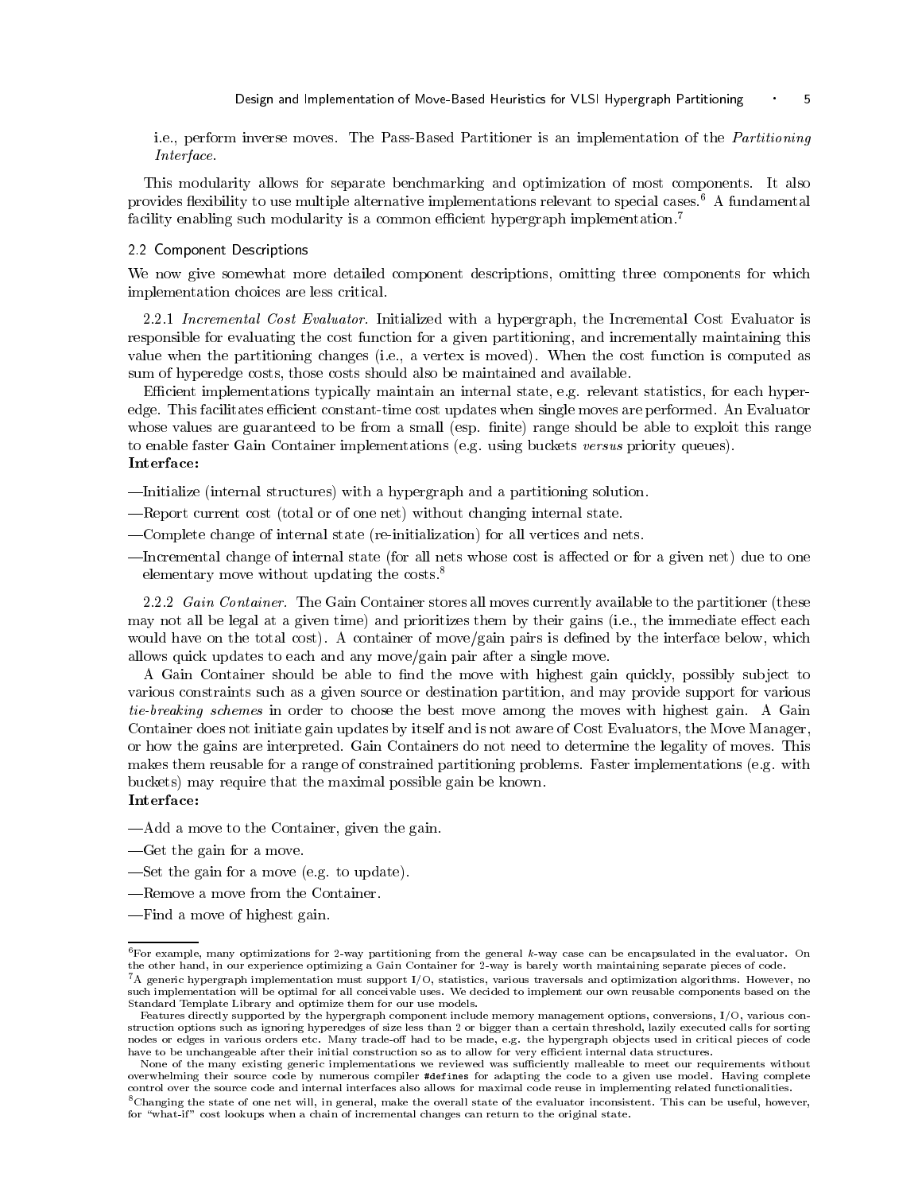i.e., perform inverse moves. The Pass-Based Partitioner is an implementation of the *Partitioning Interface*.

This modularity allows for separate benchmarking and optimization of most components. It also provides flexibility to use multiple alternative implementations relevant to special cases.[6] A fundamental facility enabling such modularity is a common efficient hypergraph implementation.[7]

## 2.2 Component Descriptions

We now give somewhat more detailed component descriptions, omitting three components for which implementation choices are less critical.

2.2.1 *Incremental Cost Evaluator.* Initialized with a hypergraph, the Incremental Cost Evaluator is responsible for evaluating the cost function for a given partitioning, and incrementally maintaining this value when the partitioning changes (i.e., a vertex is moved). When the cost function is computed as sum of hyperedge costs, those costs should also be maintained and available.

Efficient implementations typically maintain an internal state, e.g. relevant statistics, for each hyperedge. This facilitates efficient constant-time cost updates when single moves are performed. An Evaluator whose values are guaranteed to be from a small (esp. finite) range should be able to exploit this range to enable faster Gain Container implementations (e.g. using buckets *versus* priority queues).

**Interface:**

—Initialize (internal structures) with a hypergraph and a partitioning solution.

—Report current cost (total or of one net) without changing internal state.

—Complete change of internal state (re-initialization) for all vertices and nets.

—Incremental change of internal state (for all nets whose cost is affected or for a given net) due to one elementary move without updating the costs.[8]

2.2.2 *Gain Container.* The Gain Container stores all moves currently available to the partitioner (these may not all be legal at a given time) and prioritizes them by their gains (i.e., the immediate effect each would have on the total cost). A container of move/gain pairs is defined by the interface below, which allows quick updates to each and any move/gain pair after a single move.

A Gain Container should be able to find the move with highest gain quickly, possibly subject to various constraints such as a given source or destination partition, and may provide support for various *tie-breaking schemes* in order to choose the best move among the moves with highest gain. A Gain Container does not initiate gain updates by itself and is not aware of Cost Evaluators, the Move Manager, or how the gains are interpreted. Gain Containers do not need to determine the legality of moves. This makes them reusable for a range of constrained partitioning problems. Faster implementations (e.g. with buckets) may require that the maximal possible gain be known.

**Interface:**

—Add a move to the Container, given the gain.

—Get the gain for a move.

—Set the gain for a move (e.g. to update).

—Remove a move from the Container.

—Find a move of highest gain.

---

[6]For example, many optimizations for 2-way partitioning from the general $k$-way case can be encapsulated in the evaluator. On the other hand, in our experience optimizing a Gain Container for 2-way is barely worth maintaining separate pieces of code.

[7]A generic hypergraph implementation must support I/O, statistics, various traversals and optimization algorithms. However, no such implementation will be optimal for all conceivable uses. We decided to implement our own reusable components based on the Standard Template Library and optimize them for our use models.

Features directly supported by the hypergraph component include memory management options, conversions, I/O, various construction options such as ignoring hyperedges of size less than 2 or bigger than a certain threshold, lazily executed calls for sorting nodes or edges in various orders etc. Many trade-off had to be made, e.g. the hypergraph objects used in critical pieces of code have to be unchangeable after their initial construction so as to allow for very efficient internal data structures.

None of the many existing generic implementations we reviewed was sufficiently malleable to meet our requirements without overwhelming their source code by numerous compiler `#defines` for adapting the code to a given use model. Having complete control over the source code and internal interfaces also allows for maximal code reuse in implementing related functionalities.

[8]Changing the state of one net will, in general, make the overall state of the evaluator inconsistent. This can be useful, however, for "what-if" cost lookups when a chain of incremental changes can return to the original state.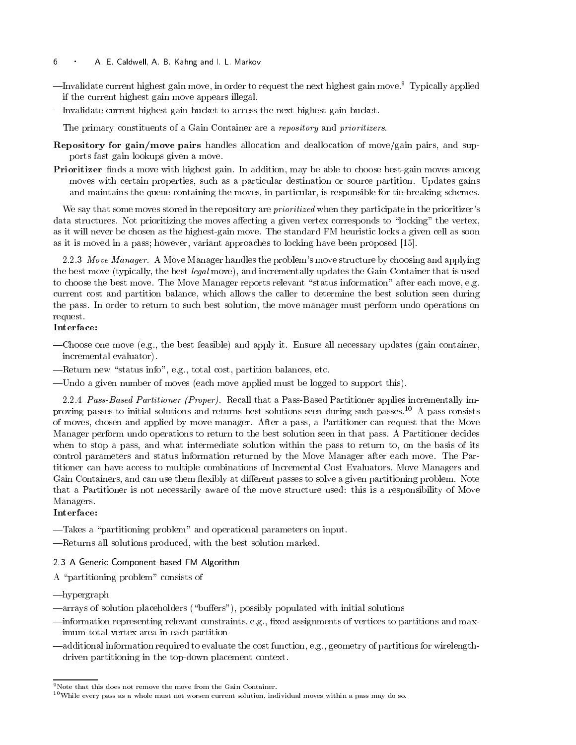—Invalidate current highest gain move, in order to request the next highest gain move.[9] Typically applied if the current highest gain move appears illegal.

—Invalidate current highest gain bucket to access the next highest gain bucket.

The primary constituents of a Gain Container are a *repository* and *prioritizers*.

**Repository for gain/move pairs** handles allocation and deallocation of move/gain pairs, and supports fast gain lookups given a move.

**Prioritizer** finds a move with highest gain. In addition, may be able to choose best-gain moves among moves with certain properties, such as a particular destination or source partition. Updates gains and maintains the queue containing the moves, in particular, is responsible for tie-breaking schemes.

We say that some moves stored in the repository are *prioritized* when they participate in the prioritizer's data structures. Not prioritizing the moves affecting a given vertex corresponds to "locking" the vertex, as it will never be chosen as the highest-gain move. The standard FM heuristic locks a given cell as soon as it is moved in a pass; however, variant approaches to locking have been proposed [15].

2.2.3 *Move Manager.* A Move Manager handles the problem's move structure by choosing and applying the best move (typically, the best *legal* move), and incrementally updates the Gain Container that is used to choose the best move. The Move Manager reports relevant "status information" after each move, e.g. current cost and partition balance, which allows the caller to determine the best solution seen during the pass. In order to return to such best solution, the move manager must perform undo operations on request.

**Interface:**

—Choose one move (e.g., the best feasible) and apply it. Ensure all necessary updates (gain container, incremental evaluator).

—Return new "status info", e.g., total cost, partition balances, etc.

—Undo a given number of moves (each move applied must be logged to support this).

2.2.4 *Pass-Based Partitioner (Proper).* Recall that a Pass-Based Partitioner applies incrementally improving passes to initial solutions and returns best solutions seen during such passes.[10] A pass consists of moves, chosen and applied by move manager. After a pass, a Partitioner can request that the Move Manager perform undo operations to return to the best solution seen in that pass. A Partitioner decides when to stop a pass, and what intermediate solution within the pass to return to, on the basis of its control parameters and status information returned by the Move Manager after each move. The Partitioner can have access to multiple combinations of Incremental Cost Evaluators, Move Managers and Gain Containers, and can use them flexibly at different passes to solve a given partitioning problem. Note that a Partitioner is not necessarily aware of the move structure used: this is a responsibility of Move Managers.

**Interface:**

—Takes a "partitioning problem" and operational parameters on input.

—Returns all solutions produced, with the best solution marked.

### 2.3 A Generic Component-based FM Algorithm

A "partitioning problem" consists of

—hypergraph

—arrays of solution placeholders ("buffers"), possibly populated with initial solutions

—information representing relevant constraints, e.g., fixed assignments of vertices to partitions and maximum total vertex area in each partition

—additional information required to evaluate the cost function, e.g., geometry of partitions for wirelength-driven partitioning in the top-down placement context.

[9] Note that this does not remove the move from the Gain Container.

[10] While every pass as a whole must not worsen current solution, individual moves within a pass may do so.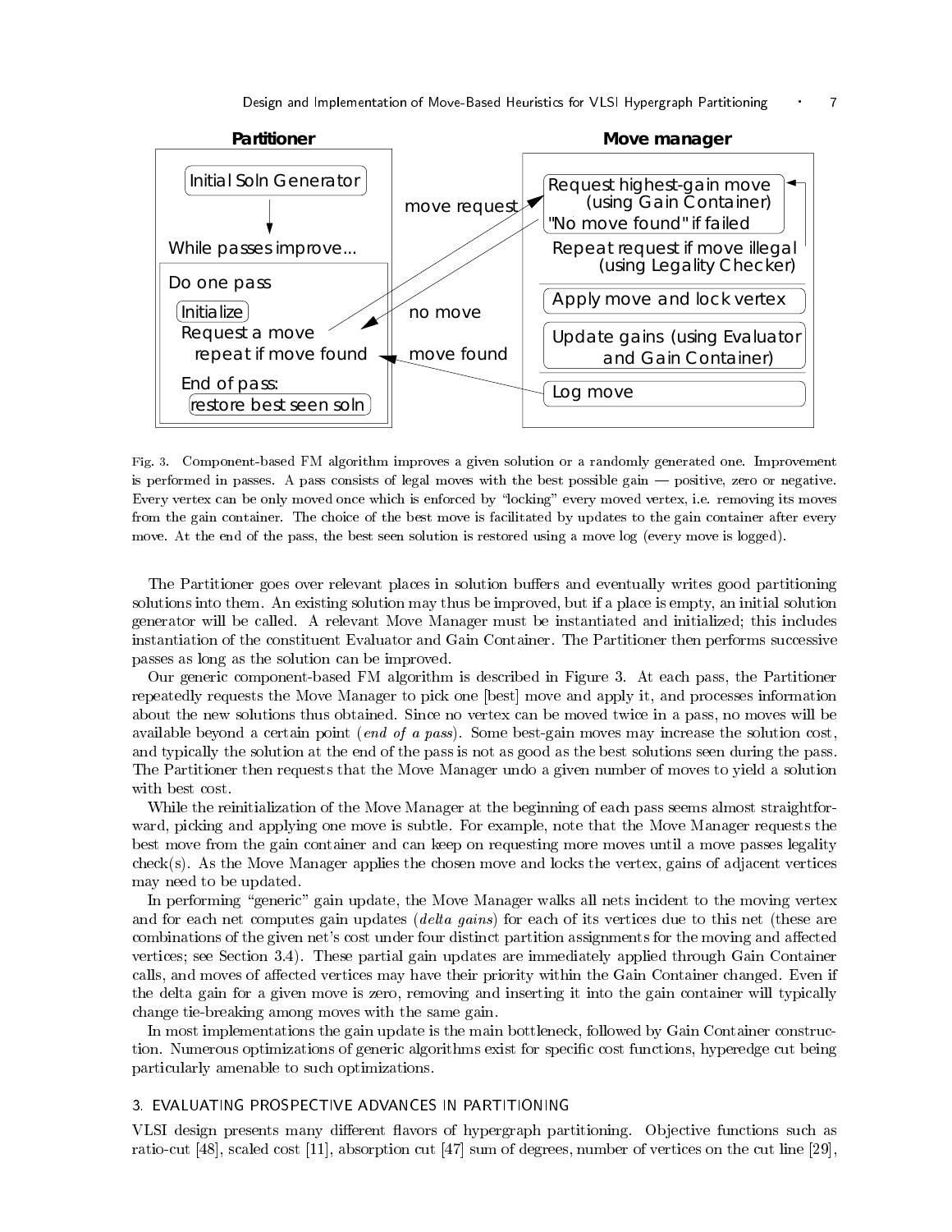Partitioner

Initial Soln Generator

While passes improve...

Do one pass

Initialize

Request a move

repeat if move found

End of pass:

restore best seen soln

move request

no move

move found

Move manager

Request highest-gain move (using Gain Container)

"No move found" if failed

Repeat request if move illegal (using Legality Checker)

Apply move and lock vertex

Update gains (using Evaluator and Gain Container)

Log move

Fig. 3. Component-based FM algorithm improves a given solution or a randomly generated one. Improvement is performed in passes. A pass consists of legal moves with the best possible gain — positive, zero or negative. Every vertex can be only moved once which is enforced by "locking" every moved vertex, i.e. removing its moves from the gain container. The choice of the best move is facilitated by updates to the gain container after every move. At the end of the pass, the best seen solution is restored using a move log (every move is logged).

The Partitioner goes over relevant places in solution buffers and eventually writes good partitioning solutions into them. An existing solution may thus be improved, but if a place is empty, an initial solution generator will be called. A relevant Move Manager must be instantiated and initialized; this includes instantiation of the constituent Evaluator and Gain Container. The Partitioner then performs successive passes as long as the solution can be improved.

Our generic component-based FM algorithm is described in Figure 3. At each pass, the Partitioner repeatedly requests the Move Manager to pick one [best] move and apply it, and processes information about the new solutions thus obtained. Since no vertex can be moved twice in a pass, no moves will be available beyond a certain point (*end of a pass*). Some best-gain moves may increase the solution cost, and typically the solution at the end of the pass is not as good as the best solutions seen during the pass. The Partitioner then requests that the Move Manager undo a given number of moves to yield a solution with best cost.

While the reinitialization of the Move Manager at the beginning of each pass seems almost straightforward, picking and applying one move is subtle. For example, note that the Move Manager requests the best move from the gain container and can keep on requesting more moves until a move passes legality check(s). As the Move Manager applies the chosen move and locks the vertex, gains of adjacent vertices may need to be updated.

In performing "generic" gain update, the Move Manager walks all nets incident to the moving vertex and for each net computes gain updates (*delta gains*) for each of its vertices due to this net (these are combinations of the given net's cost under four distinct partition assignments for the moving and affected vertices; see Section 3.4). These partial gain updates are immediately applied through Gain Container calls, and moves of affected vertices may have their priority within the Gain Container changed. Even if the delta gain for a given move is zero, removing and inserting it into the gain container will typically change tie-breaking among moves with the same gain.

In most implementations the gain update is the main bottleneck, followed by Gain Container construction. Numerous optimizations of generic algorithms exist for specific cost functions, hyperedge cut being particularly amenable to such optimizations.

## 3. EVALUATING PROSPECTIVE ADVANCES IN PARTITIONING

VLSI design presents many different flavors of hypergraph partitioning. Objective functions such as ratio-cut [48], scaled cost [11], absorption cut [47] sum of degrees, number of vertices on the cut line [29],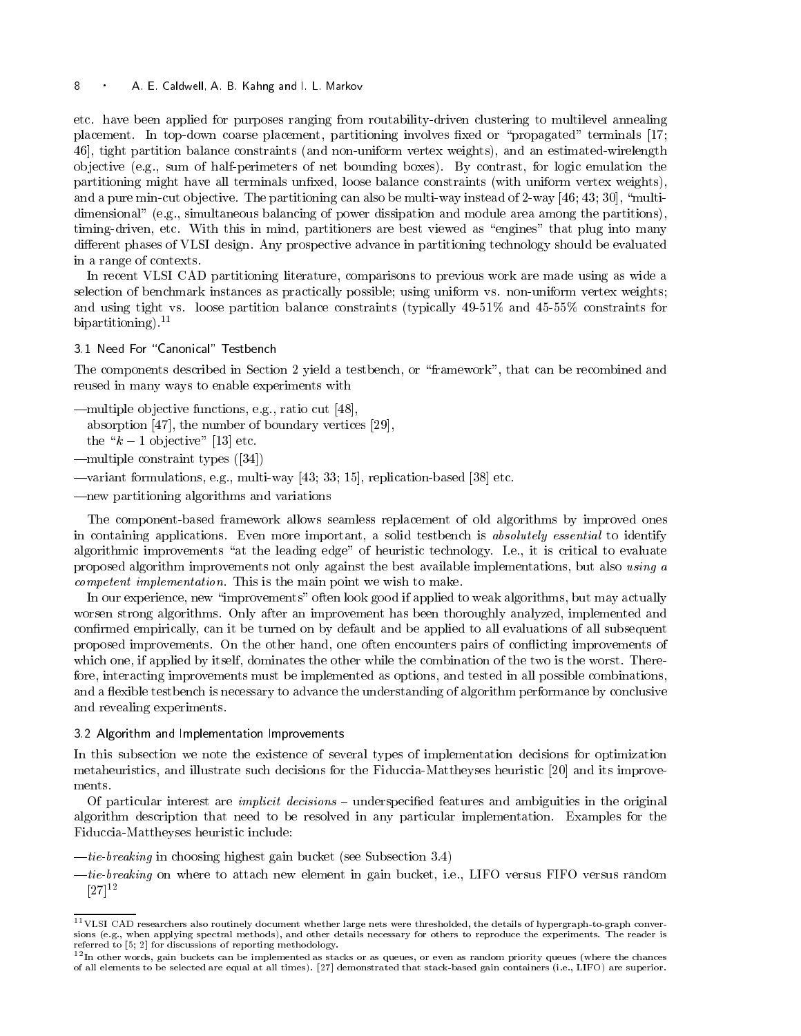etc. have been applied for purposes ranging from routability-driven clustering to multilevel annealing placement. In top-down coarse placement, partitioning involves fixed or "propagated" terminals [17; 46], tight partition balance constraints (and non-uniform vertex weights), and an estimated-wirelength objective (e.g., sum of half-perimeters of net bounding boxes). By contrast, for logic emulation the partitioning might have all terminals unfixed, loose balance constraints (with uniform vertex weights), and a pure min-cut objective. The partitioning can also be multi-way instead of 2-way [46; 43; 30], "multi-dimensional" (e.g., simultaneous balancing of power dissipation and module area among the partitions), timing-driven, etc. With this in mind, partitioners are best viewed as "engines" that plug into many different phases of VLSI design. Any prospective advance in partitioning technology should be evaluated in a range of contexts.

In recent VLSI CAD partitioning literature, comparisons to previous work are made using as wide a selection of benchmark instances as practically possible; using uniform vs. non-uniform vertex weights; and using tight vs. loose partition balance constraints (typically 49-51% and 45-55% constraints for bipartitioning).[11]

## 3.1 Need For "Canonical" Testbench

The components described in Section 2 yield a testbench, or "framework", that can be recombined and reused in many ways to enable experiments with

- multiple objective functions, e.g., ratio cut [48], absorption [47], the number of boundary vertices [29], the "$k-1$ objective" [13] etc.
- multiple constraint types ([34])
- variant formulations, e.g., multi-way [43; 33; 15], replication-based [38] etc.
- new partitioning algorithms and variations

The component-based framework allows seamless replacement of old algorithms by improved ones in containing applications. Even more important, a solid testbench is *absolutely essential* to identify algorithmic improvements "at the leading edge" of heuristic technology. I.e., it is critical to evaluate proposed algorithm improvements not only against the best available implementations, but also *using a competent implementation*. This is the main point we wish to make.

In our experience, new "improvements" often look good if applied to weak algorithms, but may actually worsen strong algorithms. Only after an improvement has been thoroughly analyzed, implemented and confirmed empirically, can it be turned on by default and be applied to all evaluations of all subsequent proposed improvements. On the other hand, one often encounters pairs of conflicting improvements of which one, if applied by itself, dominates the other while the combination of the two is the worst. Therefore, interacting improvements must be implemented as options, and tested in all possible combinations, and a flexible testbench is necessary to advance the understanding of algorithm performance by conclusive and revealing experiments.

## 3.2 Algorithm and Implementation Improvements

In this subsection we note the existence of several types of implementation decisions for optimization metaheuristics, and illustrate such decisions for the Fiduccia-Mattheyses heuristic [20] and its improvements.

Of particular interest are *implicit decisions* – underspecified features and ambiguities in the original algorithm description that need to be resolved in any particular implementation. Examples for the Fiduccia-Mattheyses heuristic include:

- *tie-breaking* in choosing highest gain bucket (see Subsection 3.4)
- *tie-breaking* on where to attach new element in gain bucket, i.e., LIFO versus FIFO versus random [27][12]

[11] VLSI CAD researchers also routinely document whether large nets were thresholded, the details of hypergraph-to-graph conversions (e.g., when applying spectral methods), and other details necessary for others to reproduce the experiments. The reader is referred to [5; 2] for discussions of reporting methodology.

[12] In other words, gain buckets can be implemented as stacks or as queues, or even as random priority queues (where the chances of all elements to be selected are equal at all times). [27] demonstrated that stack-based gain containers (i.e., LIFO) are superior.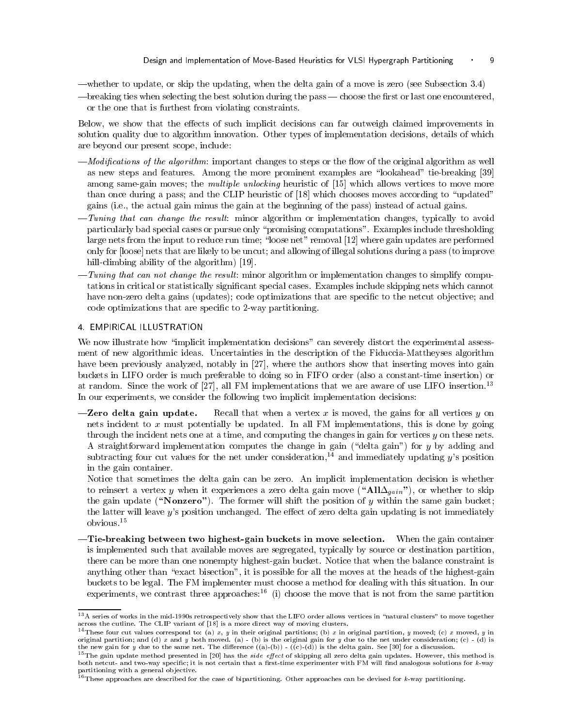—whether to update, or skip the updating, when the delta gain of a move is zero (see Subsection 3.4)

—breaking ties when selecting the best solution during the pass — choose the first or last one encountered, or the one that is furthest from violating constraints.

Below, we show that the effects of such implicit decisions can far outweigh claimed improvements in solution quality due to algorithm innovation. Other types of implementation decisions, details of which are beyond our present scope, include:

—*Modifications of the algorithm*: important changes to steps or the flow of the original algorithm as well as new steps and features. Among the more prominent examples are "lookahead" tie-breaking [39] among same-gain moves; the *multiple unlocking* heuristic of [15] which allows vertices to move more than once during a pass; and the CLIP heuristic of [18] which chooses moves according to "updated" gains (i.e., the actual gain minus the gain at the beginning of the pass) instead of actual gains.

—*Tuning that can change the result*: minor algorithm or implementation changes, typically to avoid particularly bad special cases or pursue only "promising computations". Examples include thresholding large nets from the input to reduce run time; "loose net" removal [12] where gain updates are performed only for [loose] nets that are likely to be uncut; and allowing of illegal solutions during a pass (to improve hill-climbing ability of the algorithm) [19].

—*Tuning that can not change the result*: minor algorithm or implementation changes to simplify computations in critical or statistically significant special cases. Examples include skipping nets which cannot have non-zero delta gains (updates); code optimizations that are specific to the netcut objective; and code optimizations that are specific to 2-way partitioning.

## 4. EMPIRICAL ILLUSTRATION

We now illustrate how "implicit implementation decisions" can severely distort the experimental assessment of new algorithmic ideas. Uncertainties in the description of the Fiduccia-Mattheyses algorithm have been previously analyzed, notably in [27], where the authors show that inserting moves into gain buckets in LIFO order is much preferable to doing so in FIFO order (also a constant-time insertion) or at random. Since the work of [27], all FM implementations that we are aware of use LIFO insertion.[13] In our experiments, we consider the following two implicit implementation decisions:

—**Zero delta gain update.** Recall that when a vertex $x$ is moved, the gains for all vertices $y$ on nets incident to $x$ must potentially be updated. In all FM implementations, this is done by going through the incident nets one at a time, and computing the changes in gain for vertices $y$ on these nets. A straightforward implementation computes the change in gain ("delta gain") for $y$ by adding and subtracting four cut values for the net under consideration,[14] and immediately updating $y$'s position in the gain container.

Notice that sometimes the delta gain can be zero. An implicit implementation decision is whether to reinsert a vertex $y$ when it experiences a zero delta gain move (**"All$\Delta_{gain}$"**), or whether to skip the gain update (**"Nonzero"**). The former will shift the position of $y$ within the same gain bucket; the latter will leave $y$'s position unchanged. The effect of zero delta gain updating is not immediately obvious.[15]

—**Tie-breaking between two highest-gain buckets in move selection.** When the gain container is implemented such that available moves are segregated, typically by source or destination partition, there can be more than one nonempty highest-gain bucket. Notice that when the balance constraint is anything other than "exact bisection", it is possible for all the moves at the heads of the highest-gain buckets to be legal. The FM implementer must choose a method for dealing with this situation. In our experiments, we contrast three approaches:[16] (i) choose the move that is not from the same partition

[13] A series of works in the mid-1990s retrospectively show that the LIFO order allows vertices in "natural clusters" to move together across the cutline. The CLIP variant of [18] is a more direct way of moving clusters.

[14] These four cut values correspond to: (a) $x$, $y$ in their original partitions; (b) $x$ in original partition, $y$ moved; (c) $x$ moved, $y$ in original partition; and (d) $x$ and $y$ both moved. (a) - (b) is the original gain for $y$ due to the net under consideration; (c) - (d) is the new gain for $y$ due to the same net. The difference ((a)-(b)) - ((c)-(d)) is the delta gain. See [30] for a discussion.

[15] The gain update method presented in [20] has the *side effect* of skipping all zero delta gain updates. However, this method is both netcut- and two-way specific; it is not certain that a first-time experimenter with FM will find analogous solutions for $k$-way partitioning with a general objective.

[16] These approaches are described for the case of bipartitioning. Other approaches can be devised for $k$-way partitioning.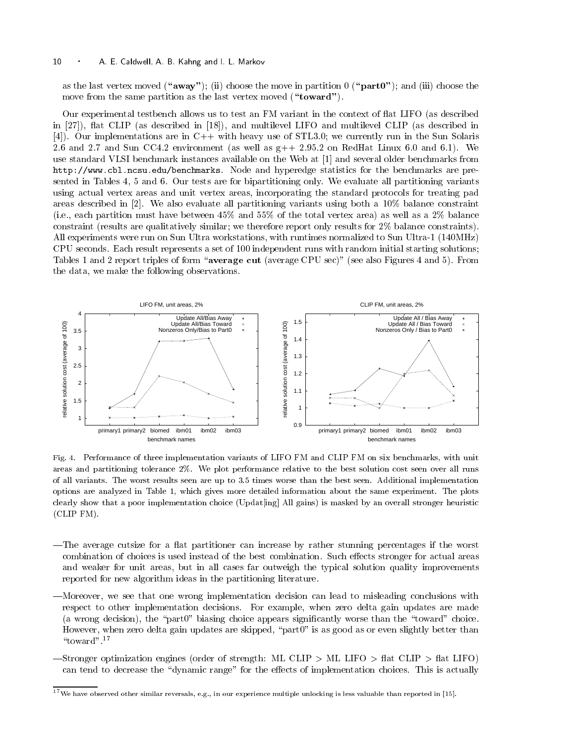as the last vertex moved (**"away"**); (ii) choose the move in partition 0 (**"part0"**); and (iii) choose the move from the same partition as the last vertex moved (**"toward"**).

Our experimental testbench allows us to test an FM variant in the context of flat LIFO (as described in [27]), flat CLIP (as described in [18]), and multilevel LIFO and multilevel CLIP (as described in [4]). Our implementations are in C++ with heavy use of STL3.0; we currently run in the Sun Solaris 2.6 and 2.7 and Sun CC4.2 environment (as well as g++ 2.95.2 on RedHat Linux 6.0 and 6.1). We use standard VLSI benchmark instances available on the Web at [1] and several older benchmarks from `http://www.cbl.ncsu.edu/benchmarks`. Node and hyperedge statistics for the benchmarks are presented in Tables 4, 5 and 6. Our tests are for bipartitioning only. We evaluate all partitioning variants using actual vertex areas and unit vertex areas, incorporating the standard protocols for treating pad areas described in [2]. We also evaluate all partitioning variants using both a 10% balance constraint (i.e., each partition must have between 45% and 55% of the total vertex area) as well as a 2% balance constraint (results are qualitatively similar; we therefore report only results for 2% balance constraints). All experiments were run on Sun Ultra workstations, with runtimes normalized to Sun Ultra-1 (140MHz) CPU seconds. Each result represents a set of 100 independent runs with random initial starting solutions; Tables 1 and 2 report triples of form "**average cut** (average CPU sec)" (see also Figures 4 and 5). From the data, we make the following observations.

Fig. 4. Performance of three implementation variants of LIFO FM and CLIP FM on six benchmarks, with unit areas and partitioning tolerance 2%. We plot performance relative to the best solution cost seen over all runs of all variants. The worst results seen are up to 3.5 times worse than the best seen. Additional implementation options are analyzed in Table 1, which gives more detailed information about the same experiment. The plots clearly show that a poor implementation choice (Updat[ing] All gains) is masked by an overall stronger heuristic (CLIP FM).

—The average cutsize for a flat partitioner can increase by rather stunning percentages if the worst combination of choices is used instead of the best combination. Such effects stronger for actual areas and weaker for unit areas, but in all cases far outweigh the typical solution quality improvements reported for new algorithm ideas in the partitioning literature.

—Moreover, we see that one wrong implementation decision can lead to misleading conclusions with respect to other implementation decisions. For example, when zero delta gain updates are made (a wrong decision), the "part0" biasing choice appears significantly worse than the "toward" choice. However, when zero delta gain updates are skipped, "part0" is as good as or even slightly better than "toward".[17]

—Stronger optimization engines (order of strength: ML CLIP > ML LIFO > flat CLIP > flat LIFO) can tend to decrease the "dynamic range" for the effects of implementation choices. This is actually

[17] We have observed other similar reversals, e.g., in our experience multiple unlocking is less valuable than reported in [15].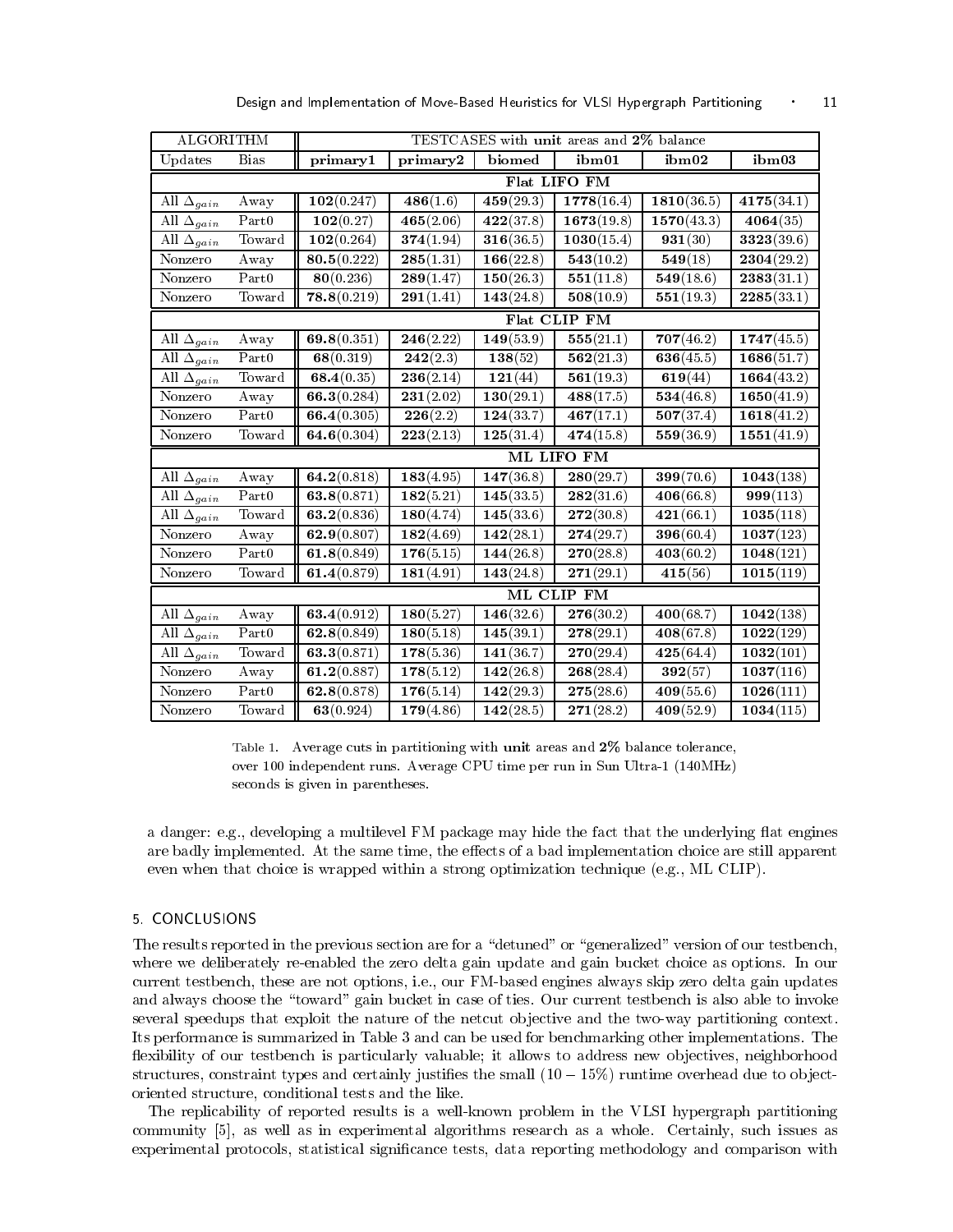| ALGORITHM | | TESTCASES with **unit** areas and **2%** balance | | | | | |
|---|---|---|---|---|---|---|---|
| Updates | Bias | **primary1** | **primary2** | **biomed** | **ibm01** | **ibm02** | **ibm03** |
| | | **Flat LIFO FM** | | | | | |
| All $\Delta_{gain}$ | Away | **102**(0.247) | **486**(1.6) | **459**(29.3) | **1778**(16.4) | **1810**(36.5) | **4175**(34.1) |
| All $\Delta_{gain}$ | Part0 | **102**(0.27) | **465**(2.06) | **422**(37.8) | **1673**(19.8) | **1570**(43.3) | **4064**(35) |
| All $\Delta_{gain}$ | Toward | **102**(0.264) | **374**(1.94) | **316**(36.5) | **1030**(15.4) | **931**(30) | **3323**(39.6) |
| Nonzero | Away | **80.5**(0.222) | **285**(1.31) | **166**(22.8) | **543**(10.2) | **549**(18) | **2304**(29.2) |
| Nonzero | Part0 | **80**(0.236) | **289**(1.47) | **150**(26.3) | **551**(11.8) | **549**(18.6) | **2383**(31.1) |
| Nonzero | Toward | **78.8**(0.219) | **291**(1.41) | **143**(24.8) | **508**(10.9) | **551**(19.3) | **2285**(33.1) |
| | | **Flat CLIP FM** | | | | | |
| All $\Delta_{gain}$ | Away | **69.8**(0.351) | **246**(2.22) | **149**(53.9) | **555**(21.1) | **707**(46.2) | **1747**(45.5) |
| All $\Delta_{gain}$ | Part0 | **68**(0.319) | **242**(2.3) | **138**(52) | **562**(21.3) | **636**(45.5) | **1686**(51.7) |
| All $\Delta_{gain}$ | Toward | **68.4**(0.35) | **236**(2.14) | **121**(44) | **561**(19.3) | **619**(44) | **1664**(43.2) |
| Nonzero | Away | **66.3**(0.284) | **231**(2.02) | **130**(29.1) | **488**(17.5) | **534**(46.8) | **1650**(41.9) |
| Nonzero | Part0 | **66.4**(0.305) | **226**(2.2) | **124**(33.7) | **467**(17.1) | **507**(37.4) | **1618**(41.2) |
| Nonzero | Toward | **64.6**(0.304) | **223**(2.13) | **125**(31.4) | **474**(15.8) | **559**(36.9) | **1551**(41.9) |
| | | **ML LIFO FM** | | | | | |
| All $\Delta_{gain}$ | Away | **64.2**(0.818) | **183**(4.95) | **147**(36.8) | **280**(29.7) | **399**(70.6) | **1043**(138) |
| All $\Delta_{gain}$ | Part0 | **63.8**(0.871) | **182**(5.21) | **145**(33.5) | **282**(31.6) | **406**(66.8) | **999**(113) |
| All $\Delta_{gain}$ | Toward | **63.2**(0.836) | **180**(4.74) | **145**(33.6) | **272**(30.8) | **421**(66.1) | **1035**(118) |
| Nonzero | Away | **62.9**(0.807) | **182**(4.69) | **142**(28.1) | **274**(29.7) | **396**(60.4) | **1037**(123) |
| Nonzero | Part0 | **61.8**(0.849) | **176**(5.15) | **144**(26.8) | **270**(28.8) | **403**(60.2) | **1048**(121) |
| Nonzero | Toward | **61.4**(0.879) | **181**(4.91) | **143**(24.8) | **271**(29.1) | **415**(56) | **1015**(119) |
| | | **ML CLIP FM** | | | | | |
| All $\Delta_{gain}$ | Away | **63.4**(0.912) | **180**(5.27) | **146**(32.6) | **276**(30.2) | **400**(68.7) | **1042**(138) |
| All $\Delta_{gain}$ | Part0 | **62.8**(0.849) | **180**(5.18) | **145**(39.1) | **278**(29.1) | **408**(67.8) | **1022**(129) |
| All $\Delta_{gain}$ | Toward | **63.3**(0.871) | **178**(5.36) | **141**(36.7) | **270**(29.4) | **425**(64.4) | **1032**(101) |
| Nonzero | Away | **61.2**(0.887) | **178**(5.12) | **142**(26.8) | **268**(28.4) | **392**(57) | **1037**(116) |
| Nonzero | Part0 | **62.8**(0.878) | **176**(5.14) | **142**(29.3) | **275**(28.6) | **409**(55.6) | **1026**(111) |
| Nonzero | Toward | **63**(0.924) | **179**(4.86) | **142**(28.5) | **271**(28.2) | **409**(52.9) | **1034**(115) |

Table 1. Average cuts in partitioning with **unit** areas and **2%** balance tolerance, over 100 independent runs. Average CPU time per run in Sun Ultra-1 (140MHz) seconds is given in parentheses.

a danger: e.g., developing a multilevel FM package may hide the fact that the underlying flat engines are badly implemented. At the same time, the effects of a bad implementation choice are still apparent even when that choice is wrapped within a strong optimization technique (e.g., ML CLIP).

## 5. CONCLUSIONS

The results reported in the previous section are for a "detuned" or "generalized" version of our testbench, where we deliberately re-enabled the zero delta gain update and gain bucket choice as options. In our current testbench, these are not options, i.e., our FM-based engines always skip zero delta gain updates and always choose the "toward" gain bucket in case of ties. Our current testbench is also able to invoke several speedups that exploit the nature of the netcut objective and the two-way partitioning context. Its performance is summarized in Table 3 and can be used for benchmarking other implementations. The flexibility of our testbench is particularly valuable; it allows to address new objectives, neighborhood structures, constraint types and certainly justifies the small $(10 - 15\%)$ runtime overhead due to object-oriented structure, conditional tests and the like.

The replicability of reported results is a well-known problem in the VLSI hypergraph partitioning community [5], as well as in experimental algorithms research as a whole. Certainly, such issues as experimental protocols, statistical significance tests, data reporting methodology and comparison with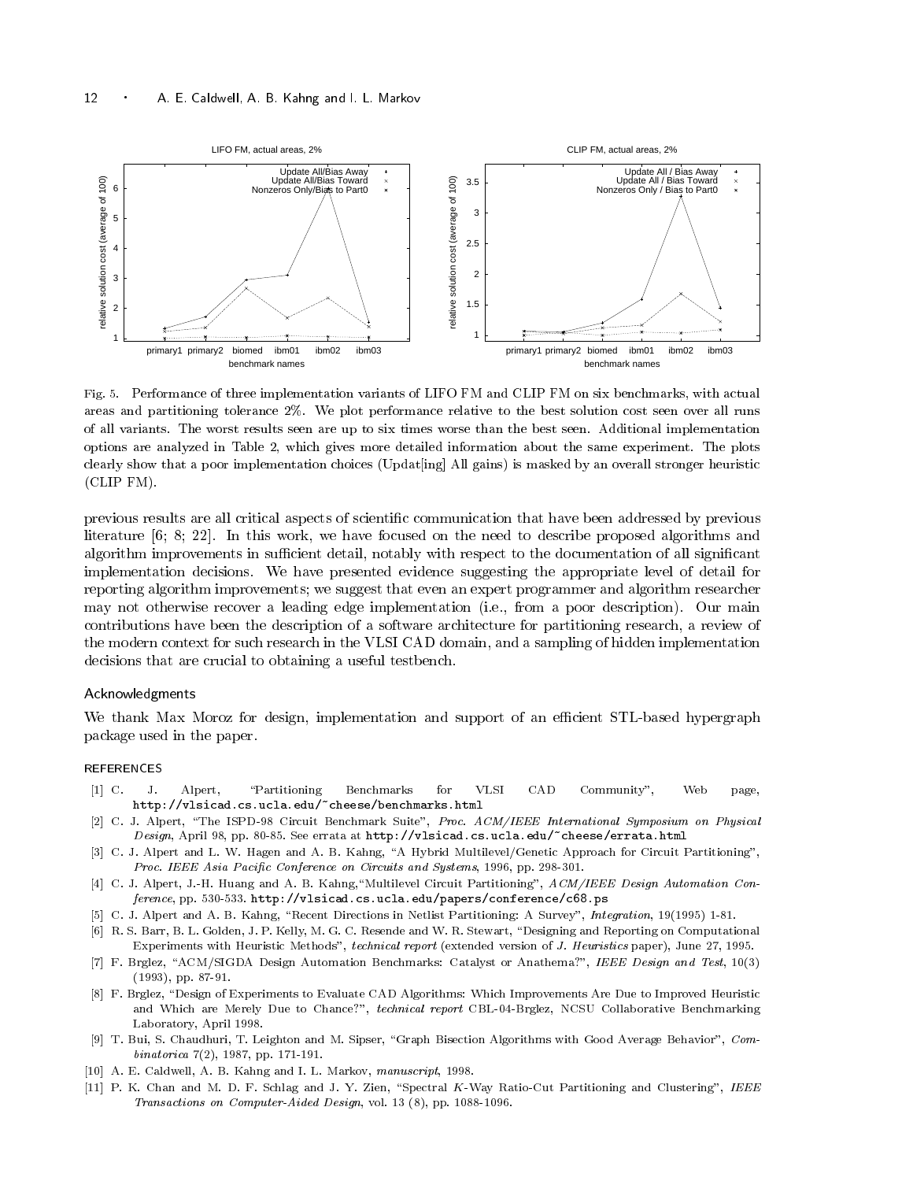Fig. 5. Performance of three implementation variants of LIFO FM and CLIP FM on six benchmarks, with actual areas and partitioning tolerance 2%. We plot performance relative to the best solution cost seen over all runs of all variants. The worst results seen are up to six times worse than the best seen. Additional implementation options are analyzed in Table 2, which gives more detailed information about the same experiment. The plots clearly show that a poor implementation choices (Updat[ing] All gains) is masked by an overall stronger heuristic (CLIP FM).

previous results are all critical aspects of scientific communication that have been addressed by previous literature [6; 8; 22]. In this work, we have focused on the need to describe proposed algorithms and algorithm improvements in sufficient detail, notably with respect to the documentation of all significant implementation decisions. We have presented evidence suggesting the appropriate level of detail for reporting algorithm improvements; we suggest that even an expert programmer and algorithm researcher may not otherwise recover a leading edge implementation (i.e., from a poor description). Our main contributions have been the description of a software architecture for partitioning research, a review of the modern context for such research in the VLSI CAD domain, and a sampling of hidden implementation decisions that are crucial to obtaining a useful testbench.

## Acknowledgments

We thank Max Moroz for design, implementation and support of an efficient STL-based hypergraph package used in the paper.

## REFERENCES

[1] C. J. Alpert, "Partitioning Benchmarks for VLSI CAD Community", Web page, `http://vlsicad.cs.ucla.edu/~cheese/benchmarks.html`

[2] C. J. Alpert, "The ISPD-98 Circuit Benchmark Suite", *Proc. ACM/IEEE International Symposium on Physical Design*, April 98, pp. 80-85. See errata at `http://vlsicad.cs.ucla.edu/~cheese/errata.html`

[3] C. J. Alpert and L. W. Hagen and A. B. Kahng, "A Hybrid Multilevel/Genetic Approach for Circuit Partitioning", *Proc. IEEE Asia Pacific Conference on Circuits and Systems*, 1996, pp. 298-301.

[4] C. J. Alpert, J.-H. Huang and A. B. Kahng,"Multilevel Circuit Partitioning", *ACM/IEEE Design Automation Conference*, pp. 530-533. `http://vlsicad.cs.ucla.edu/papers/conference/c68.ps`

[5] C. J. Alpert and A. B. Kahng, "Recent Directions in Netlist Partitioning: A Survey", *Integration*, 19(1995) 1-81.

[6] R. S. Barr, B. L. Golden, J. P. Kelly, M. G. C. Resende and W. R. Stewart, "Designing and Reporting on Computational Experiments with Heuristic Methods", *technical report* (extended version of *J. Heuristics* paper), June 27, 1995.

[7] F. Brglez, "ACM/SIGDA Design Automation Benchmarks: Catalyst or Anathema?", *IEEE Design and Test*, 10(3) (1993), pp. 87-91.

[8] F. Brglez, "Design of Experiments to Evaluate CAD Algorithms: Which Improvements Are Due to Improved Heuristic and Which are Merely Due to Chance?", *technical report* CBL-04-Brglez, NCSU Collaborative Benchmarking Laboratory, April 1998.

[9] T. Bui, S. Chaudhuri, T. Leighton and M. Sipser, "Graph Bisection Algorithms with Good Average Behavior", *Combinatorica* 7(2), 1987, pp. 171-191.

[10] A. E. Caldwell, A. B. Kahng and I. L. Markov, *manuscript*, 1998.

[11] P. K. Chan and M. D. F. Schlag and J. Y. Zien, "Spectral $K$-Way Ratio-Cut Partitioning and Clustering", *IEEE Transactions on Computer-Aided Design*, vol. 13 (8), pp. 1088-1096.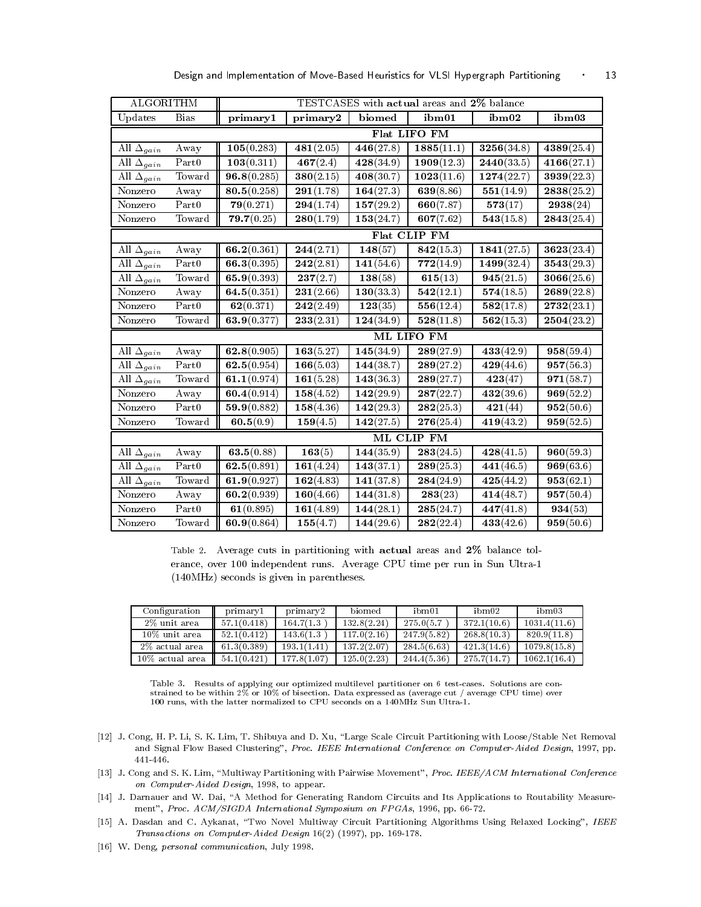| ALGORITHM | | TESTCASES with **actual** areas and **2%** balance | | | | | |
|---|---|---|---|---|---|---|---|
| Updates | Bias | **primary1** | **primary2** | **biomed** | **ibm01** | **ibm02** | **ibm03** |
| | | | | **Flat LIFO FM** | | | |
| All $\Delta_{gain}$ | Away | **105**(0.283) | **481**(2.05) | **446**(27.8) | **1885**(11.1) | **3256**(34.8) | **4389**(25.4) |
| All $\Delta_{gain}$ | Part0 | **103**(0.311) | **467**(2.4) | **428**(34.9) | **1909**(12.3) | **2440**(33.5) | **4166**(27.1) |
| All $\Delta_{gain}$ | Toward | **96.8**(0.285) | **380**(2.15) | **408**(30.7) | **1023**(11.6) | **1274**(22.7) | **3939**(22.3) |
| Nonzero | Away | **80.5**(0.258) | **291**(1.78) | **164**(27.3) | **639**(8.86) | **551**(14.9) | **2838**(25.2) |
| Nonzero | Part0 | **79**(0.271) | **294**(1.74) | **157**(29.2) | **660**(7.87) | **573**(17) | **2938**(24) |
| Nonzero | Toward | **79.7**(0.25) | **280**(1.79) | **153**(24.7) | **607**(7.62) | **543**(15.8) | **2843**(25.4) |
| | | | | **Flat CLIP FM** | | | |
| All $\Delta_{gain}$ | Away | **66.2**(0.361) | **244**(2.71) | **148**(57) | **842**(15.3) | **1841**(27.5) | **3623**(23.4) |
| All $\Delta_{gain}$ | Part0 | **66.3**(0.395) | **242**(2.81) | **141**(54.6) | **772**(14.9) | **1499**(32.4) | **3543**(29.3) |
| All $\Delta_{gain}$ | Toward | **65.9**(0.393) | **237**(2.7) | **138**(58) | **615**(13) | **945**(21.5) | **3066**(25.6) |
| Nonzero | Away | **64.5**(0.351) | **231**(2.66) | **130**(33.3) | **542**(12.1) | **574**(18.5) | **2689**(22.8) |
| Nonzero | Part0 | **62**(0.371) | **242**(2.49) | **123**(35) | **556**(12.4) | **582**(17.8) | **2732**(23.1) |
| Nonzero | Toward | **63.9**(0.377) | **233**(2.31) | **124**(34.9) | **528**(11.8) | **562**(15.3) | **2504**(23.2) |
| | | | | **ML LIFO FM** | | | |
| All $\Delta_{gain}$ | Away | **62.8**(0.905) | **163**(5.27) | **145**(34.9) | **289**(27.9) | **433**(42.9) | **958**(59.4) |
| All $\Delta_{gain}$ | Part0 | **62.5**(0.954) | **166**(5.03) | **144**(38.7) | **289**(27.2) | **429**(44.6) | **957**(56.3) |
| All $\Delta_{gain}$ | Toward | **61.1**(0.974) | **161**(5.28) | **143**(36.3) | **289**(27.7) | **423**(47) | **971**(58.7) |
| Nonzero | Away | **60.4**(0.914) | **158**(4.52) | **142**(29.9) | **287**(22.7) | **432**(39.6) | **969**(52.2) |
| Nonzero | Part0 | **59.9**(0.882) | **158**(4.36) | **142**(29.3) | **282**(25.3) | **421**(44) | **952**(50.6) |
| Nonzero | Toward | **60.5**(0.9) | **159**(4.5) | **142**(27.5) | **276**(25.4) | **419**(43.2) | **959**(52.5) |
| | | | | **ML CLIP FM** | | | |
| All $\Delta_{gain}$ | Away | **63.5**(0.88) | **163**(5) | **144**(35.9) | **283**(24.5) | **428**(41.5) | **960**(59.3) |
| All $\Delta_{gain}$ | Part0 | **62.5**(0.891) | **161**(4.24) | **143**(37.1) | **289**(25.3) | **441**(46.5) | **969**(63.6) |
| All $\Delta_{gain}$ | Toward | **61.9**(0.927) | **162**(4.83) | **141**(37.8) | **284**(24.9) | **425**(44.2) | **953**(62.1) |
| Nonzero | Away | **60.2**(0.939) | **160**(4.66) | **144**(31.8) | **283**(23) | **414**(48.7) | **957**(50.4) |
| Nonzero | Part0 | **61**(0.895) | **161**(4.89) | **144**(28.1) | **285**(24.7) | **447**(41.8) | **934**(53) |
| Nonzero | Toward | **60.9**(0.864) | **155**(4.7) | **144**(29.6) | **282**(22.4) | **433**(42.6) | **959**(50.6) |

Table 2. Average cuts in partitioning with **actual** areas and **2%** balance tolerance, over 100 independent runs. Average CPU time per run in Sun Ultra-1 (140MHz) seconds is given in parentheses.

| Configuration | primary1 | primary2 | biomed | ibm01 | ibm02 | ibm03 |
|---|---|---|---|---|---|---|
| 2% unit area | 57.1(0.418) | 164.7(1.3 ) | 132.8(2.24) | 275.0(5.7 ) | 372.1(10.6) | 1031.4(11.6) |
| 10% unit area | 52.1(0.412) | 143.6(1.3 ) | 117.0(2.16) | 247.9(5.82) | 268.8(10.3) | 820.9(11.8) |
| 2% actual area | 61.3(0.389) | 193.1(1.41) | 137.2(2.07) | 284.5(6.63) | 421.3(14.6) | 1079.8(15.8) |
| 10% actual area | 54.1(0.421) | 177.8(1.07) | 125.0(2.23) | 244.4(5.36) | 275.7(14.7) | 1062.1(16.4) |

Table 3. Results of applying our optimized multilevel partitioner on 6 test-cases. Solutions are constrained to be within 2% or 10% of bisection. Data expressed as (average cut / average CPU time) over 100 runs, with the latter normalized to CPU seconds on a 140MHz Sun Ultra-1.

[12] J. Cong, H. P. Li, S. K. Lim, T. Shibuya and D. Xu, "Large Scale Circuit Partitioning with Loose/Stable Net Removal and Signal Flow Based Clustering", *Proc. IEEE International Conference on Computer-Aided Design*, 1997, pp. 441-446.

[13] J. Cong and S. K. Lim, "Multiway Partitioning with Pairwise Movement", *Proc. IEEE/ACM International Conference on Computer-Aided Design*, 1998, to appear.

[14] J. Darnauer and W. Dai, "A Method for Generating Random Circuits and Its Applications to Routability Measurement", *Proc. ACM/SIGDA International Symposium on FPGAs*, 1996, pp. 66-72.

[15] A. Dasdan and C. Aykanat, "Two Novel Multiway Circuit Partitioning Algorithms Using Relaxed Locking", *IEEE Transactions on Computer-Aided Design* 16(2) (1997), pp. 169-178.

[16] W. Deng, *personal communication*, July 1998.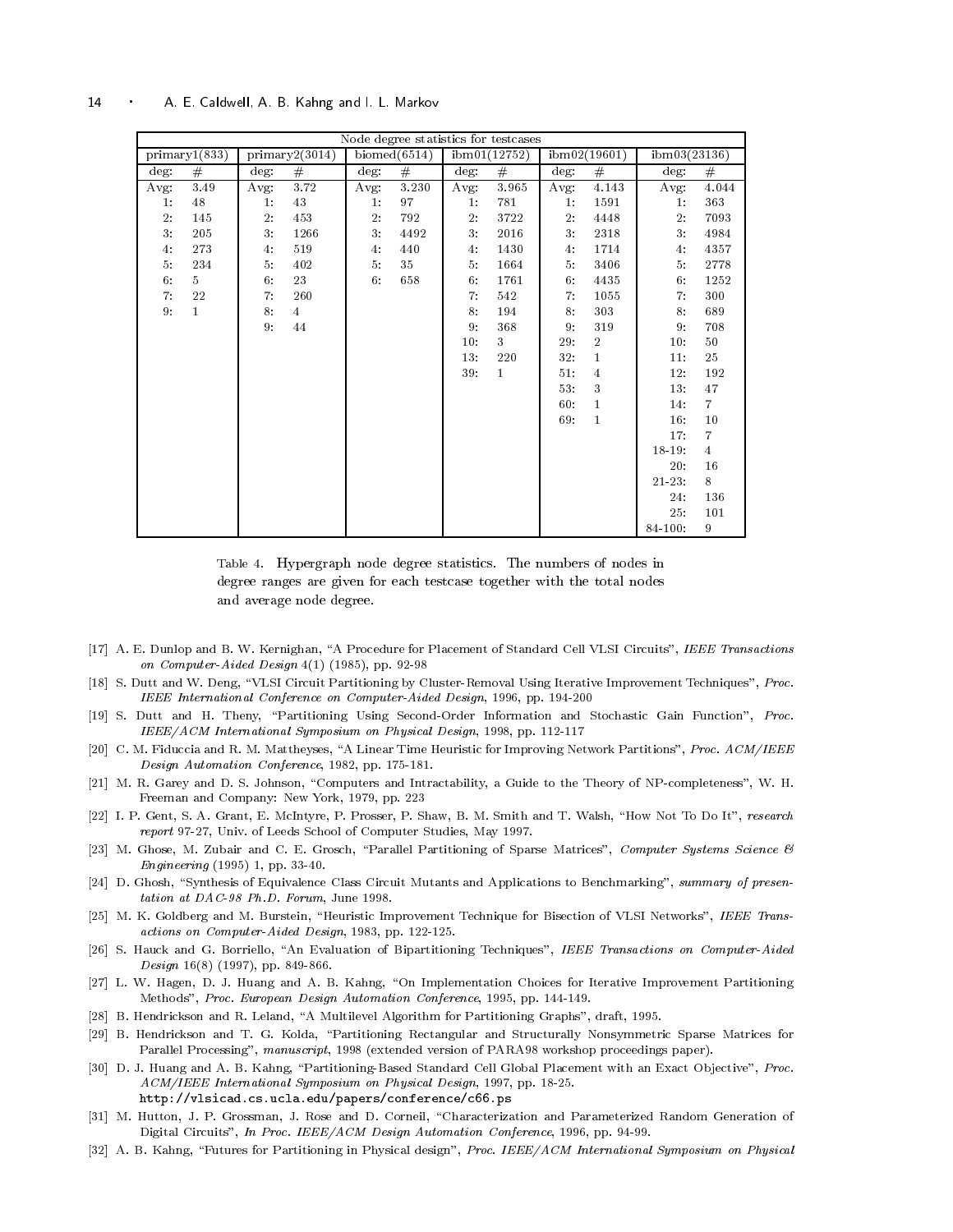| Node degree statistics for testcases | | | | | | | | | | | |
|---|---|---|---|---|---|---|---|---|---|---|---|
| primary1(833) | | primary2(3014) | | biomed(6514) | | ibm01(12752) | | ibm02(19601) | | ibm03(23136) | |
| deg: | # | deg: | # | deg: | # | deg: | # | deg: | # | deg: | # |
| Avg: | 3.49 | Avg: | 3.72 | Avg: | 3.230 | Avg: | 3.965 | Avg: | 4.143 | Avg: | 4.044 |
| 1: | 48 | 1: | 43 | 1: | 97 | 1: | 781 | 1: | 1591 | 1: | 363 |
| 2: | 145 | 2: | 453 | 2: | 792 | 2: | 3722 | 2: | 4448 | 2: | 7093 |
| 3: | 205 | 3: | 1266 | 3: | 4492 | 3: | 2016 | 3: | 2318 | 3: | 4984 |
| 4: | 273 | 4: | 519 | 4: | 440 | 4: | 1430 | 4: | 1714 | 4: | 4357 |
| 5: | 234 | 5: | 402 | 5: | 35 | 5: | 1664 | 5: | 3406 | 5: | 2778 |
| 6: | 5 | 6: | 23 | 6: | 658 | 6: | 1761 | 6: | 4435 | 6: | 1252 |
| 7: | 22 | 7: | 260 | | | 7: | 542 | 7: | 1055 | 7: | 300 |
| 9: | 1 | 8: | 4 | | | 8: | 194 | 8: | 303 | 8: | 689 |
| | | 9: | 44 | | | 9: | 368 | 9: | 319 | 9: | 708 |
| | | | | | | 10: | 3 | 29: | 2 | 10: | 50 |
| | | | | | | 13: | 220 | 32: | 1 | 11: | 25 |
| | | | | | | 39: | 1 | 51: | 4 | 12: | 192 |
| | | | | | | | | 53: | 3 | 13: | 47 |
| | | | | | | | | 60: | 1 | 14: | 7 |
| | | | | | | | | 69: | 1 | 16: | 10 |
| | | | | | | | | | | 17: | 7 |
| | | | | | | | | | | 18-19: | 4 |
| | | | | | | | | | | 20: | 16 |
| | | | | | | | | | | 21-23: | 8 |
| | | | | | | | | | | 24: | 136 |
| | | | | | | | | | | 25: | 101 |
| | | | | | | | | | | 84-100: | 9 |

Table 4. Hypergraph node degree statistics. The numbers of nodes in degree ranges are given for each testcase together with the total nodes and average node degree.

[17] A. E. Dunlop and B. W. Kernighan, "A Procedure for Placement of Standard Cell VLSI Circuits", *IEEE Transactions on Computer-Aided Design* 4(1) (1985), pp. 92-98

[18] S. Dutt and W. Deng, "VLSI Circuit Partitioning by Cluster-Removal Using Iterative Improvement Techniques", *Proc. IEEE International Conference on Computer-Aided Design*, 1996, pp. 194-200

[19] S. Dutt and H. Theny, "Partitioning Using Second-Order Information and Stochastic Gain Function", *Proc. IEEE/ACM International Symposium on Physical Design*, 1998, pp. 112-117

[20] C. M. Fiduccia and R. M. Mattheyses, "A Linear Time Heuristic for Improving Network Partitions", *Proc. ACM/IEEE Design Automation Conference*, 1982, pp. 175-181.

[21] M. R. Garey and D. S. Johnson, "Computers and Intractability, a Guide to the Theory of NP-completeness", W. H. Freeman and Company: New York, 1979, pp. 223

[22] I. P. Gent, S. A. Grant, E. McIntyre, P. Prosser, P. Shaw, B. M. Smith and T. Walsh, "How Not To Do It", *research report* 97-27, Univ. of Leeds School of Computer Studies, May 1997.

[23] M. Ghose, M. Zubair and C. E. Grosch, "Parallel Partitioning of Sparse Matrices", *Computer Systems Science & Engineering* (1995) 1, pp. 33-40.

[24] D. Ghosh, "Synthesis of Equivalence Class Circuit Mutants and Applications to Benchmarking", *summary of presentation at DAC-98 Ph.D. Forum*, June 1998.

[25] M. K. Goldberg and M. Burstein, "Heuristic Improvement Technique for Bisection of VLSI Networks", *IEEE Transactions on Computer-Aided Design*, 1983, pp. 122-125.

[26] S. Hauck and G. Borriello, "An Evaluation of Bipartitioning Techniques", *IEEE Transactions on Computer-Aided Design* 16(8) (1997), pp. 849-866.

[27] L. W. Hagen, D. J. Huang and A. B. Kahng, "On Implementation Choices for Iterative Improvement Partitioning Methods", *Proc. European Design Automation Conference*, 1995, pp. 144-149.

[28] B. Hendrickson and R. Leland, "A Multilevel Algorithm for Partitioning Graphs", draft, 1995.

[29] B. Hendrickson and T. G. Kolda, "Partitioning Rectangular and Structurally Nonsymmetric Sparse Matrices for Parallel Processing", *manuscript*, 1998 (extended version of PARA98 workshop proceedings paper).

[30] D. J. Huang and A. B. Kahng, "Partitioning-Based Standard Cell Global Placement with an Exact Objective", *Proc. ACM/IEEE International Symposium on Physical Design*, 1997, pp. 18-25. `http://vlsicad.cs.ucla.edu/papers/conference/c66.ps`

[31] M. Hutton, J. P. Grossman, J. Rose and D. Corneil, "Characterization and Parameterized Random Generation of Digital Circuits", *In Proc. IEEE/ACM Design Automation Conference*, 1996, pp. 94-99.

[32] A. B. Kahng, "Futures for Partitioning in Physical design", *Proc. IEEE/ACM International Symposium on Physical*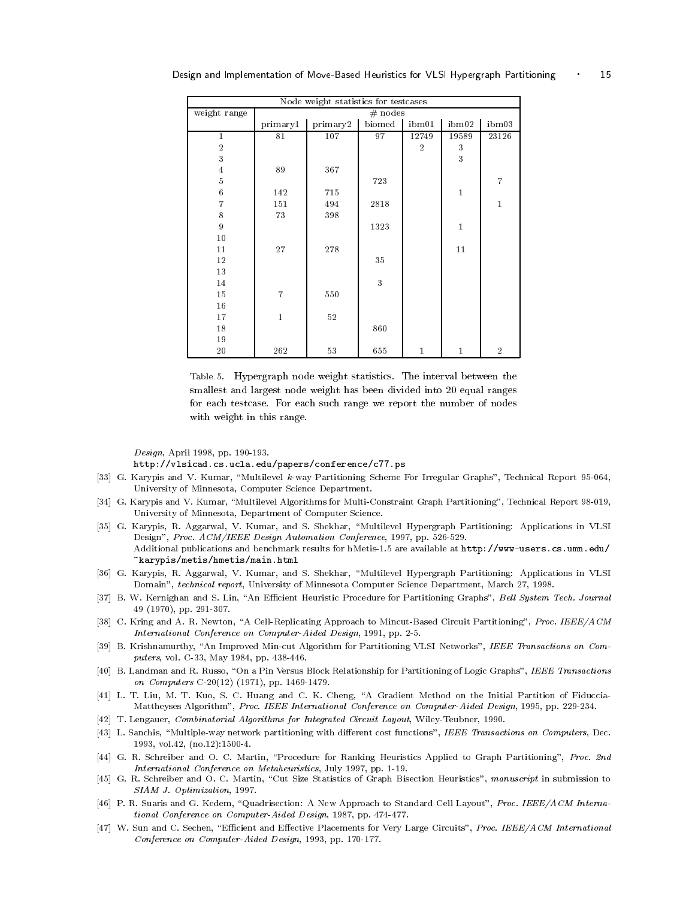| Node weight statistics for testcases | | | | | | |
|---|---|---|---|---|---|---|
| weight range | # nodes | | | | | |
| | primary1 | primary2 | biomed | ibm01 | ibm02 | ibm03 |
| 1 | 81 | 107 | 97 | 12749 | 19589 | 23126 |
| 2 | | | | 2 | 3 | |
| 3 | | | | | 3 | |
| 4 | 89 | 367 | | | | |
| 5 | | | 723 | | | 7 |
| 6 | 142 | 715 | | | 1 | |
| 7 | 151 | 494 | 2818 | | | 1 |
| 8 | 73 | 398 | | | | |
| 9 | | | 1323 | | 1 | |
| 10 | | | | | | |
| 11 | 27 | 278 | | | 11 | |
| 12 | | | 35 | | | |
| 13 | | | | | | |
| 14 | | | 3 | | | |
| 15 | 7 | 550 | | | | |
| 16 | | | | | | |
| 17 | 1 | 52 | | | | |
| 18 | | | 860 | | | |
| 19 | | | | | | |
| 20 | 262 | 53 | 655 | 1 | 1 | 2 |

Table 5. Hypergraph node weight statistics. The interval between the smallest and largest node weight has been divided into 20 equal ranges for each testcase. For each such range we report the number of nodes with weight in this range.

*Design*, April 1998, pp. 190-193.
`http://vlsicad.cs.ucla.edu/papers/conference/c77.ps`

[33] G. Karypis and V. Kumar, "Multilevel $k$-way Partitioning Scheme For Irregular Graphs", Technical Report 95-064, University of Minnesota, Computer Science Department.

[34] G. Karypis and V. Kumar, "Multilevel Algorithms for Multi-Constraint Graph Partitioning", Technical Report 98-019, University of Minnesota, Department of Computer Science.

[35] G. Karypis, R. Aggarwal, V. Kumar, and S. Shekhar, "Multilevel Hypergraph Partitioning: Applications in VLSI Design", *Proc. ACM/IEEE Design Automation Conference*, 1997, pp. 526-529.
Additional publications and benchmark results for hMetis-1.5 are available at `http://www-users.cs.umn.edu/~karypis/metis/hmetis/main.html`

[36] G. Karypis, R. Aggarwal, V. Kumar, and S. Shekhar, "Multilevel Hypergraph Partitioning: Applications in VLSI Domain", *technical report*, University of Minnesota Computer Science Department, March 27, 1998.

[37] B. W. Kernighan and S. Lin, "An Efficient Heuristic Procedure for Partitioning Graphs", *Bell System Tech. Journal* 49 (1970), pp. 291-307.

[38] C. Kring and A. R. Newton, "A Cell-Replicating Approach to Mincut-Based Circuit Partitioning", *Proc. IEEE/ACM International Conference on Computer-Aided Design*, 1991, pp. 2-5.

[39] B. Krishnamurthy, "An Improved Min-cut Algorithm for Partitioning VLSI Networks", *IEEE Transactions on Computers*, vol. C-33, May 1984, pp. 438-446.

[40] B. Landman and R. Russo, "On a Pin Versus Block Relationship for Partitioning of Logic Graphs", *IEEE Transactions on Computers* C-20(12) (1971), pp. 1469-1479.

[41] L. T. Liu, M. T. Kuo, S. C. Huang and C. K. Cheng, "A Gradient Method on the Initial Partition of Fiduccia-Mattheyses Algorithm", *Proc. IEEE International Conference on Computer-Aided Design*, 1995, pp. 229-234.

[42] T. Lengauer, *Combinatorial Algorithms for Integrated Circuit Layout*, Wiley-Teubner, 1990.

[43] L. Sanchis, "Multiple-way network partitioning with different cost functions", *IEEE Transactions on Computers*, Dec. 1993, vol.42, (no.12):1500-4.

[44] G. R. Schreiber and O. C. Martin, "Procedure for Ranking Heuristics Applied to Graph Partitioning", *Proc. 2nd International Conference on Metaheuristics*, July 1997, pp. 1-19.

[45] G. R. Schreiber and O. C. Martin, "Cut Size Statistics of Graph Bisection Heuristics", *manuscript* in submission to *SIAM J. Optimization*, 1997.

[46] P. R. Suaris and G. Kedem, "Quadrisection: A New Approach to Standard Cell Layout", *Proc. IEEE/ACM International Conference on Computer-Aided Design*, 1987, pp. 474-477.

[47] W. Sun and C. Sechen, "Efficient and Effective Placements for Very Large Circuits", *Proc. IEEE/ACM International Conference on Computer-Aided Design*, 1993, pp. 170-177.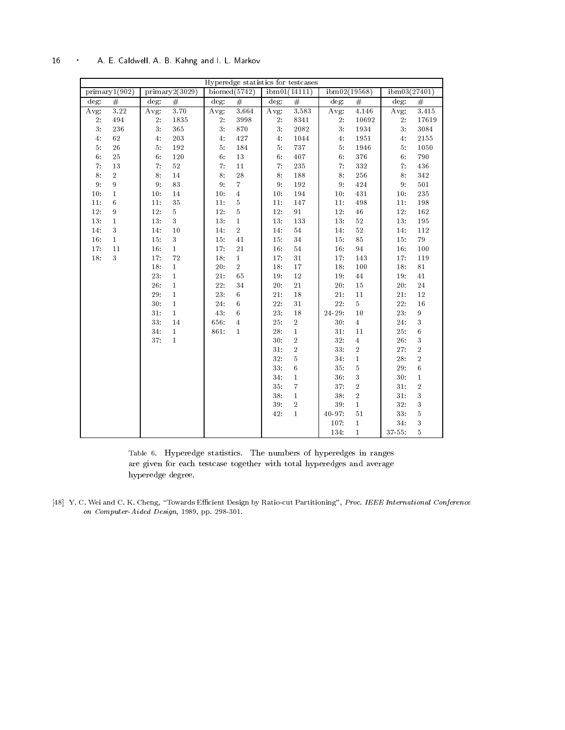| Hyperedge statistics for testcases | | | | | | | | | | | |
|---|---|---|---|---|---|---|---|---|---|---|---|
| primary1(902) | | primary2(3029) | | biomed(5742) | | ibm01(14111) | | ibm02(19568) | | ibm03(27401) | |
| deg: | # | deg: | # | deg: | # | deg: | # | deg: | # | deg: | # |
| Avg: | 3.22 | Avg: | 3.70 | Avg: | 3.664 | Avg: | 3.583 | Avg: | 4.146 | Avg: | 3.415 |
| 2: | 494 | 2: | 1835 | 2: | 3998 | 2: | 8341 | 2: | 10692 | 2: | 17619 |
| 3: | 236 | 3: | 365 | 3: | 870 | 3: | 2082 | 3: | 1934 | 3: | 3084 |
| 4: | 62 | 4: | 203 | 4: | 427 | 4: | 1044 | 4: | 1951 | 4: | 2155 |
| 5: | 26 | 5: | 192 | 5: | 184 | 5: | 737 | 5: | 1946 | 5: | 1050 |
| 6: | 25 | 6: | 120 | 6: | 13 | 6: | 407 | 6: | 376 | 6: | 790 |
| 7: | 13 | 7: | 52 | 7: | 11 | 7: | 235 | 7: | 332 | 7: | 436 |
| 8: | 2 | 8: | 14 | 8: | 28 | 8: | 188 | 8: | 256 | 8: | 342 |
| 9: | 9 | 9: | 83 | 9: | 7 | 9: | 192 | 9: | 424 | 9: | 501 |
| 10: | 1 | 10: | 14 | 10: | 4 | 10: | 194 | 10: | 431 | 10: | 235 |
| 11: | 6 | 11: | 35 | 11: | 5 | 11: | 147 | 11: | 498 | 11: | 198 |
| 12: | 9 | 12: | 5 | 12: | 5 | 12: | 91 | 12: | 46 | 12: | 162 |
| 13: | 1 | 13: | 3 | 13: | 1 | 13: | 133 | 13: | 52 | 13: | 195 |
| 14: | 3 | 14: | 10 | 14: | 2 | 14: | 54 | 14: | 52 | 14: | 112 |
| 16: | 1 | 15: | 3 | 15: | 41 | 15: | 34 | 15: | 85 | 15: | 79 |
| 17: | 11 | 16: | 1 | 17: | 21 | 16: | 54 | 16: | 94 | 16: | 100 |
| 18: | 3 | 17: | 72 | 18: | 1 | 17: | 31 | 17: | 143 | 17: | 119 |
| | | 18: | 1 | 20: | 2 | 18: | 17 | 18: | 100 | 18: | 81 |
| | | 23: | 1 | 21: | 65 | 19: | 12 | 19: | 44 | 19: | 41 |
| | | 26: | 1 | 22: | 34 | 20: | 21 | 20: | 15 | 20: | 24 |
| | | 29: | 1 | 23: | 6 | 21: | 18 | 21: | 11 | 21: | 12 |
| | | 30: | 1 | 24: | 6 | 22: | 31 | 22: | 5 | 22: | 16 |
| | | 31: | 1 | 43: | 6 | 23: | 18 | 24-29: | 10 | 23: | 9 |
| | | 33: | 14 | 656: | 4 | 25: | 2 | 30: | 4 | 24: | 3 |
| | | 34: | 1 | 861: | 1 | 28: | 1 | 31: | 11 | 25: | 6 |
| | | 37: | 1 | | | 30: | 2 | 32: | 4 | 26: | 3 |
| | | | | | | 31: | 2 | 33: | 2 | 27: | 2 |
| | | | | | | 32: | 5 | 34: | 1 | 28: | 2 |
| | | | | | | 33: | 6 | 35: | 5 | 29: | 6 |
| | | | | | | 34: | 1 | 36: | 3 | 30: | 1 |
| | | | | | | 35: | 7 | 37: | 2 | 31: | 2 |
| | | | | | | 38: | 1 | 38: | 2 | 31: | 3 |
| | | | | | | 39: | 2 | 39: | 1 | 32: | 3 |
| | | | | | | 42: | 1 | 40-97: | 51 | 33: | 5 |
| | | | | | | | | 107: | 1 | 34: | 3 |
| | | | | | | | | 134: | 1 | 37-55: | 5 |

Table 6. Hyperedge statistics. The numbers of hyperedges in ranges are given for each testcase together with total hyperedges and average hyperedge degree.

[48] Y. C. Wei and C. K. Cheng, "Towards Efficient Design by Ratio-cut Partitioning", *Proc. IEEE International Conference on Computer-Aided Design*, 1989, pp. 298-301.